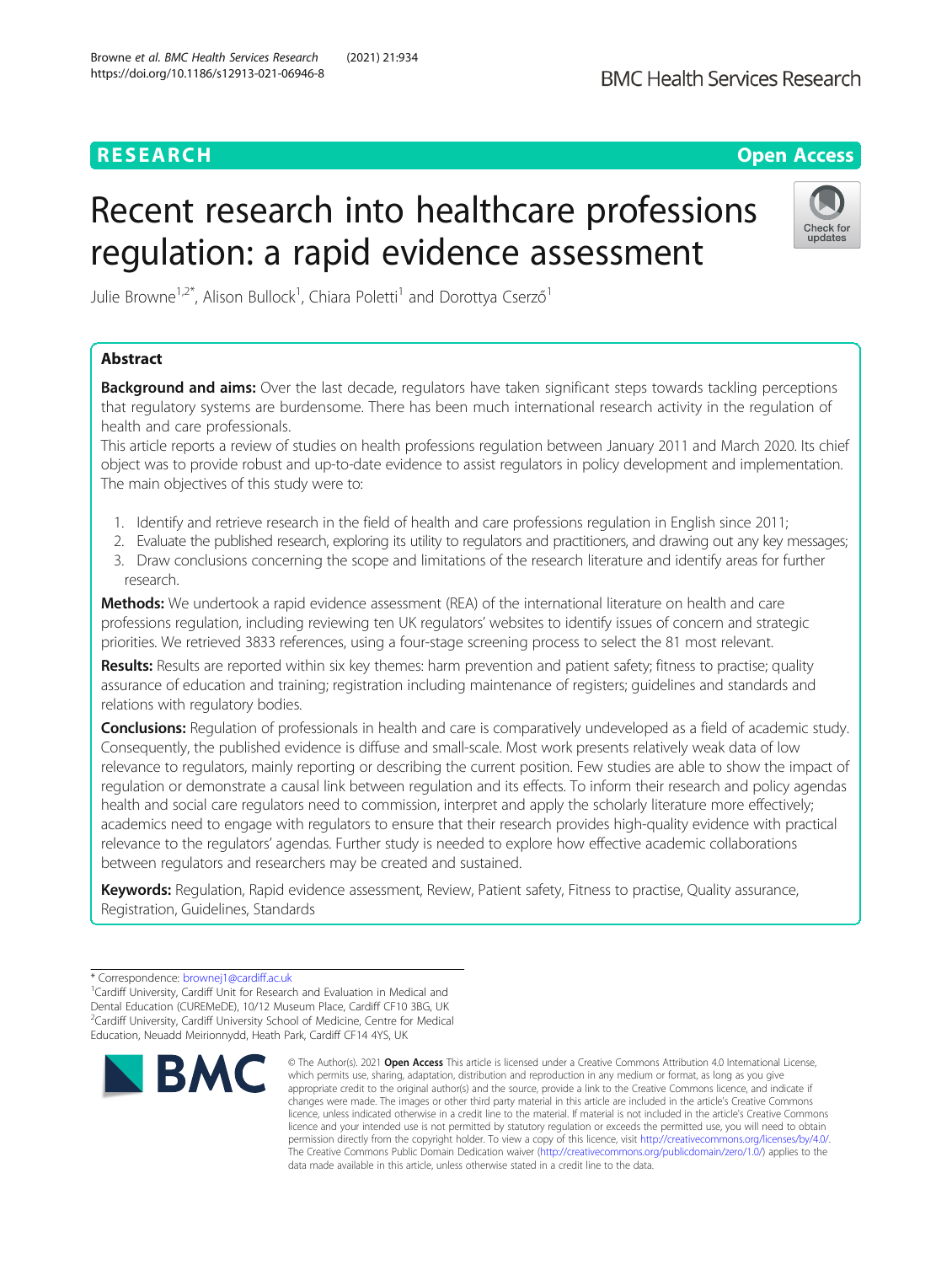RESEARCH

Open Access

# Recent research into healthcare professions regulation: a rapid evidence assessment

Julie Browne[1,2*], Alison Bullock[1], Chiara Poletti[1] and Dorottya Cserző[1]

## Abstract

**Background and aims:** Over the last decade, regulators have taken significant steps towards tackling perceptions that regulatory systems are burdensome. There has been much international research activity in the regulation of health and care professionals.

This article reports a review of studies on health professions regulation between January 2011 and March 2020. Its chief object was to provide robust and up-to-date evidence to assist regulators in policy development and implementation. The main objectives of this study were to:

1. Identify and retrieve research in the field of health and care professions regulation in English since 2011;
2. Evaluate the published research, exploring its utility to regulators and practitioners, and drawing out any key messages;
3. Draw conclusions concerning the scope and limitations of the research literature and identify areas for further research.

**Methods:** We undertook a rapid evidence assessment (REA) of the international literature on health and care professions regulation, including reviewing ten UK regulators' websites to identify issues of concern and strategic priorities. We retrieved 3833 references, using a four-stage screening process to select the 81 most relevant.

**Results:** Results are reported within six key themes: harm prevention and patient safety; fitness to practise; quality assurance of education and training; registration including maintenance of registers; guidelines and standards and relations with regulatory bodies.

**Conclusions:** Regulation of professionals in health and care is comparatively undeveloped as a field of academic study. Consequently, the published evidence is diffuse and small-scale. Most work presents relatively weak data of low relevance to regulators, mainly reporting or describing the current position. Few studies are able to show the impact of regulation or demonstrate a causal link between regulation and its effects. To inform their research and policy agendas health and social care regulators need to commission, interpret and apply the scholarly literature more effectively; academics need to engage with regulators to ensure that their research provides high-quality evidence with practical relevance to the regulators' agendas. Further study is needed to explore how effective academic collaborations between regulators and researchers may be created and sustained.

**Keywords:** Regulation, Rapid evidence assessment, Review, Patient safety, Fitness to practise, Quality assurance, Registration, Guidelines, Standards

---

* Correspondence: brownej1@cardiff.ac.uk

[1]Cardiff University, Cardiff Unit for Research and Evaluation in Medical and Dental Education (CUREMeDE), 10/12 Museum Place, Cardiff CF10 3BG, UK

[2]Cardiff University, Cardiff University School of Medicine, Centre for Medical Education, Neuadd Meirionnydd, Heath Park, Cardiff CF14 4YS, UK

© The Author(s). 2021 **Open Access** This article is licensed under a Creative Commons Attribution 4.0 International License, which permits use, sharing, adaptation, distribution and reproduction in any medium or format, as long as you give appropriate credit to the original author(s) and the source, provide a link to the Creative Commons licence, and indicate if changes were made. The images or other third party material in this article are included in the article's Creative Commons licence, unless indicated otherwise in a credit line to the material. If material is not included in the article's Creative Commons licence and your intended use is not permitted by statutory regulation or exceeds the permitted use, you will need to obtain permission directly from the copyright holder. To view a copy of this licence, visit http://creativecommons.org/licenses/by/4.0/. The Creative Commons Public Domain Dedication waiver (http://creativecommons.org/publicdomain/zero/1.0/) applies to the data made available in this article, unless otherwise stated in a credit line to the data.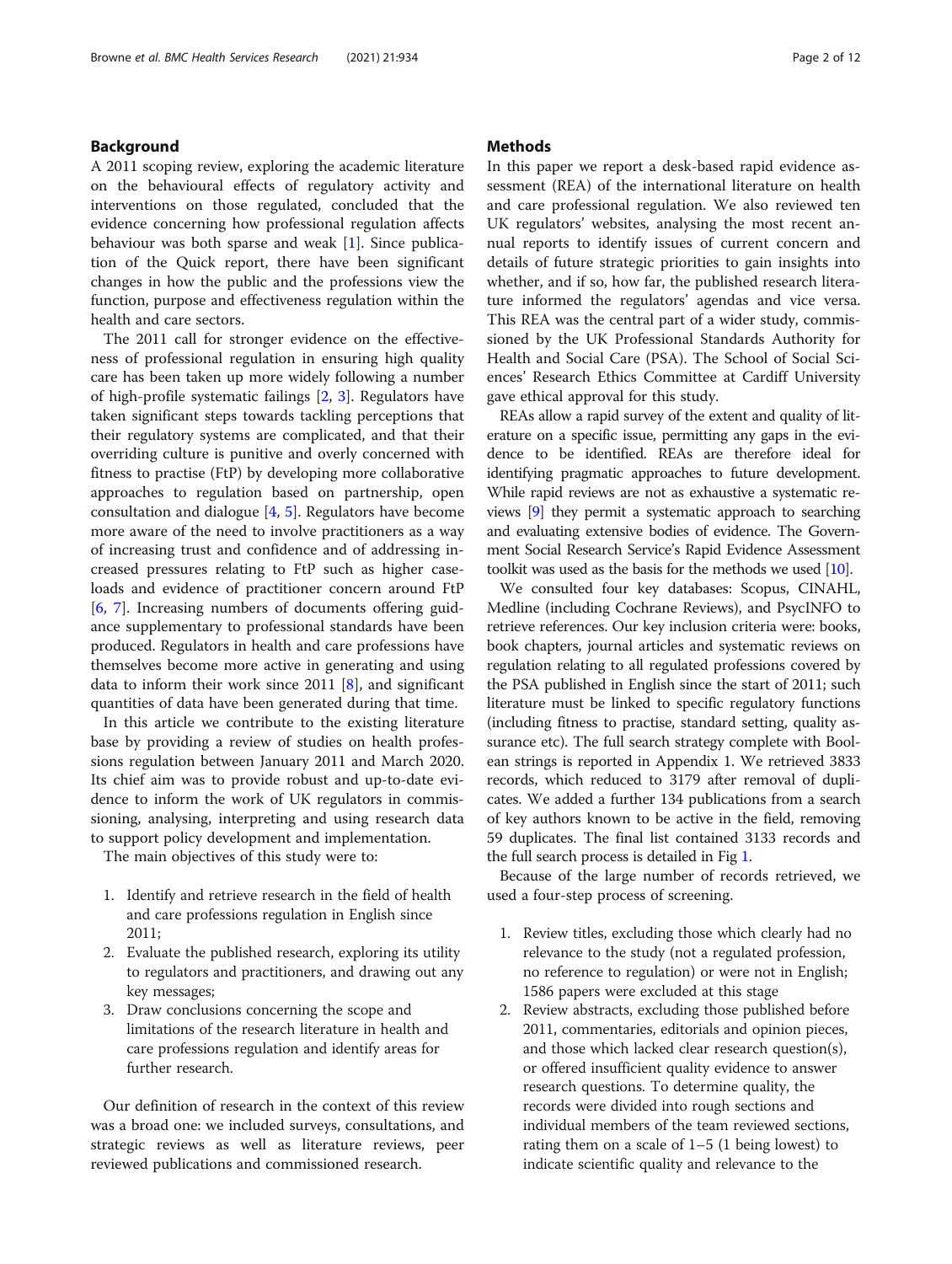## Background

A 2011 scoping review, exploring the academic literature on the behavioural effects of regulatory activity and interventions on those regulated, concluded that the evidence concerning how professional regulation affects behaviour was both sparse and weak [1]. Since publication of the Quick report, there have been significant changes in how the public and the professions view the function, purpose and effectiveness regulation within the health and care sectors.

The 2011 call for stronger evidence on the effectiveness of professional regulation in ensuring high quality care has been taken up more widely following a number of high-profile systematic failings [2, 3]. Regulators have taken significant steps towards tackling perceptions that their regulatory systems are complicated, and that their overriding culture is punitive and overly concerned with fitness to practise (FtP) by developing more collaborative approaches to regulation based on partnership, open consultation and dialogue [4, 5]. Regulators have become more aware of the need to involve practitioners as a way of increasing trust and confidence and of addressing increased pressures relating to FtP such as higher caseloads and evidence of practitioner concern around FtP [6, 7]. Increasing numbers of documents offering guidance supplementary to professional standards have been produced. Regulators in health and care professions have themselves become more active in generating and using data to inform their work since 2011 [8], and significant quantities of data have been generated during that time.

In this article we contribute to the existing literature base by providing a review of studies on health professions regulation between January 2011 and March 2020. Its chief aim was to provide robust and up-to-date evidence to inform the work of UK regulators in commissioning, analysing, interpreting and using research data to support policy development and implementation.

The main objectives of this study were to:

1. Identify and retrieve research in the field of health and care professions regulation in English since 2011;
2. Evaluate the published research, exploring its utility to regulators and practitioners, and drawing out any key messages;
3. Draw conclusions concerning the scope and limitations of the research literature in health and care professions regulation and identify areas for further research.

Our definition of research in the context of this review was a broad one: we included surveys, consultations, and strategic reviews as well as literature reviews, peer reviewed publications and commissioned research.

## Methods

In this paper we report a desk-based rapid evidence assessment (REA) of the international literature on health and care professional regulation. We also reviewed ten UK regulators' websites, analysing the most recent annual reports to identify issues of current concern and details of future strategic priorities to gain insights into whether, and if so, how far, the published research literature informed the regulators' agendas and vice versa. This REA was the central part of a wider study, commissioned by the UK Professional Standards Authority for Health and Social Care (PSA). The School of Social Sciences' Research Ethics Committee at Cardiff University gave ethical approval for this study.

REAs allow a rapid survey of the extent and quality of literature on a specific issue, permitting any gaps in the evidence to be identified. REAs are therefore ideal for identifying pragmatic approaches to future development. While rapid reviews are not as exhaustive a systematic reviews [9] they permit a systematic approach to searching and evaluating extensive bodies of evidence. The Government Social Research Service's Rapid Evidence Assessment toolkit was used as the basis for the methods we used [10].

We consulted four key databases: Scopus, CINAHL, Medline (including Cochrane Reviews), and PsycINFO to retrieve references. Our key inclusion criteria were: books, book chapters, journal articles and systematic reviews on regulation relating to all regulated professions covered by the PSA published in English since the start of 2011; such literature must be linked to specific regulatory functions (including fitness to practise, standard setting, quality assurance etc). The full search strategy complete with Boolean strings is reported in Appendix 1. We retrieved 3833 records, which reduced to 3179 after removal of duplicates. We added a further 134 publications from a search of key authors known to be active in the field, removing 59 duplicates. The final list contained 3133 records and the full search process is detailed in Fig 1.

Because of the large number of records retrieved, we used a four-step process of screening.

1. Review titles, excluding those which clearly had no relevance to the study (not a regulated profession, no reference to regulation) or were not in English; 1586 papers were excluded at this stage
2. Review abstracts, excluding those published before 2011, commentaries, editorials and opinion pieces, and those which lacked clear research question(s), or offered insufficient quality evidence to answer research questions. To determine quality, the records were divided into rough sections and individual members of the team reviewed sections, rating them on a scale of 1–5 (1 being lowest) to indicate scientific quality and relevance to the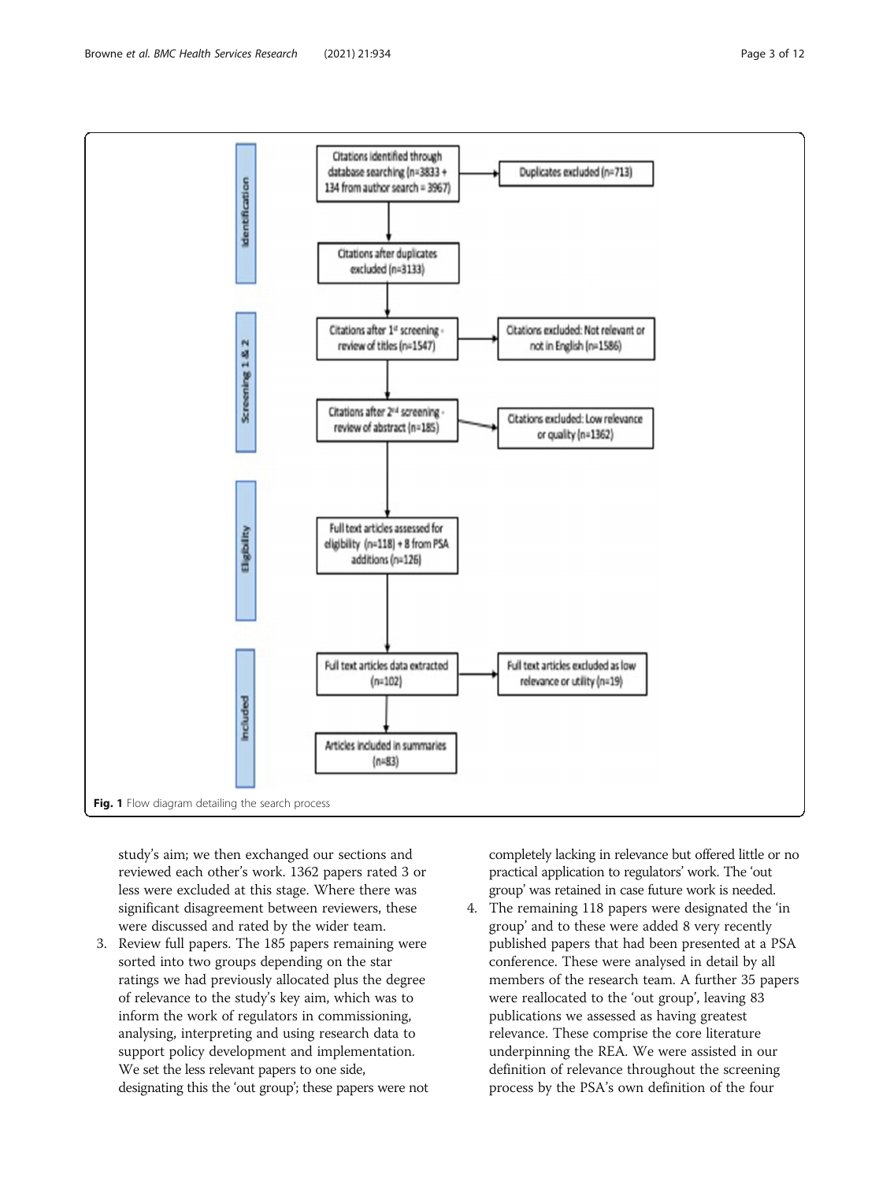**Identification**

- Citations identified through database searching (n=3833 + 134 from author search = 3967) → Duplicates excluded (n=713)
- Citations after duplicates excluded (n=3133)

**Screening 1 & 2**

- Citations after 1[st] screening - review of titles (n=1547) → Citations excluded: Not relevant or not in English (n=1586)
- Citations after 2[nd] screening - review of abstract (n=185) → Citations excluded: Low relevance or quality (n=1362)

**Eligibility**

- Full text articles assessed for eligibility (n=118) + 8 from PSA additions (n=126)

**Included**

- Full text articles data extracted (n=102) → Full text articles excluded as low relevance or utility (n=19)
- Articles included in summaries (n=83)

**Fig. 1** Flow diagram detailing the search process

study's aim; we then exchanged our sections and reviewed each other's work. 1362 papers rated 3 or less were excluded at this stage. Where there was significant disagreement between reviewers, these were discussed and rated by the wider team.

3. Review full papers. The 185 papers remaining were sorted into two groups depending on the star ratings we had previously allocated plus the degree of relevance to the study's key aim, which was to inform the work of regulators in commissioning, analysing, interpreting and using research data to support policy development and implementation. We set the less relevant papers to one side, designating this the 'out group'; these papers were not completely lacking in relevance but offered little or no practical application to regulators' work. The 'out group' was retained in case future work is needed.
4. The remaining 118 papers were designated the 'in group' and to these were added 8 very recently published papers that had been presented at a PSA conference. These were analysed in detail by all members of the research team. A further 35 papers were reallocated to the 'out group', leaving 83 publications we assessed as having greatest relevance. These comprise the core literature underpinning the REA. We were assisted in our definition of relevance throughout the screening process by the PSA's own definition of the four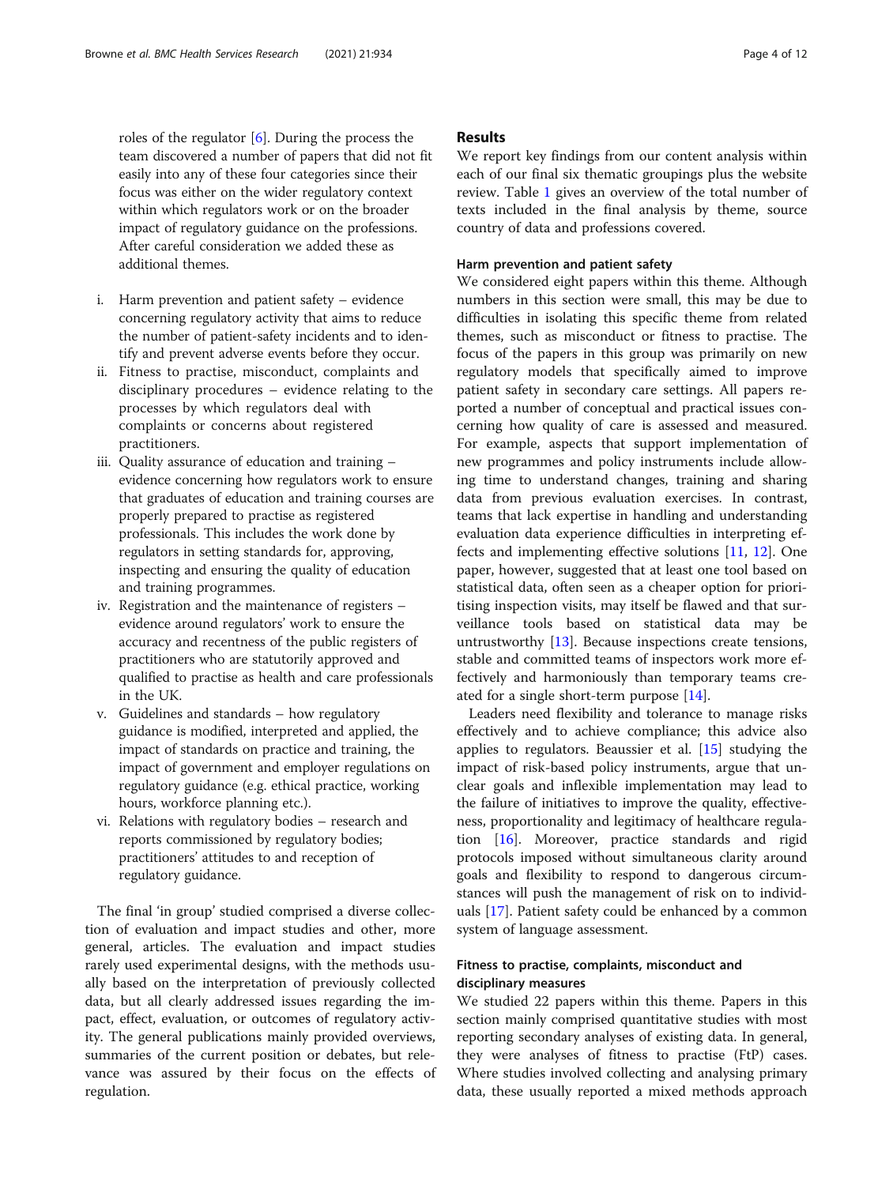roles of the regulator [6]. During the process the team discovered a number of papers that did not fit easily into any of these four categories since their focus was either on the wider regulatory context within which regulators work or on the broader impact of regulatory guidance on the professions. After careful consideration we added these as additional themes.

i. Harm prevention and patient safety – evidence concerning regulatory activity that aims to reduce the number of patient-safety incidents and to identify and prevent adverse events before they occur.
ii. Fitness to practise, misconduct, complaints and disciplinary procedures – evidence relating to the processes by which regulators deal with complaints or concerns about registered practitioners.
iii. Quality assurance of education and training – evidence concerning how regulators work to ensure that graduates of education and training courses are properly prepared to practise as registered professionals. This includes the work done by regulators in setting standards for, approving, inspecting and ensuring the quality of education and training programmes.
iv. Registration and the maintenance of registers – evidence around regulators' work to ensure the accuracy and recentness of the public registers of practitioners who are statutorily approved and qualified to practise as health and care professionals in the UK.
v. Guidelines and standards – how regulatory guidance is modified, interpreted and applied, the impact of standards on practice and training, the impact of government and employer regulations on regulatory guidance (e.g. ethical practice, working hours, workforce planning etc.).
vi. Relations with regulatory bodies – research and reports commissioned by regulatory bodies; practitioners' attitudes to and reception of regulatory guidance.

The final 'in group' studied comprised a diverse collection of evaluation and impact studies and other, more general, articles. The evaluation and impact studies rarely used experimental designs, with the methods usually based on the interpretation of previously collected data, but all clearly addressed issues regarding the impact, effect, evaluation, or outcomes of regulatory activity. The general publications mainly provided overviews, summaries of the current position or debates, but relevance was assured by their focus on the effects of regulation.

## Results

We report key findings from our content analysis within each of our final six thematic groupings plus the website review. Table 1 gives an overview of the total number of texts included in the final analysis by theme, source country of data and professions covered.

### Harm prevention and patient safety

We considered eight papers within this theme. Although numbers in this section were small, this may be due to difficulties in isolating this specific theme from related themes, such as misconduct or fitness to practise. The focus of the papers in this group was primarily on new regulatory models that specifically aimed to improve patient safety in secondary care settings. All papers reported a number of conceptual and practical issues concerning how quality of care is assessed and measured. For example, aspects that support implementation of new programmes and policy instruments include allowing time to understand changes, training and sharing data from previous evaluation exercises. In contrast, teams that lack expertise in handling and understanding evaluation data experience difficulties in interpreting effects and implementing effective solutions [11, 12]. One paper, however, suggested that at least one tool based on statistical data, often seen as a cheaper option for prioritising inspection visits, may itself be flawed and that surveillance tools based on statistical data may be untrustworthy [13]. Because inspections create tensions, stable and committed teams of inspectors work more effectively and harmoniously than temporary teams created for a single short-term purpose [14].

Leaders need flexibility and tolerance to manage risks effectively and to achieve compliance; this advice also applies to regulators. Beaussier et al. [15] studying the impact of risk-based policy instruments, argue that unclear goals and inflexible implementation may lead to the failure of initiatives to improve the quality, effectiveness, proportionality and legitimacy of healthcare regulation [16]. Moreover, practice standards and rigid protocols imposed without simultaneous clarity around goals and flexibility to respond to dangerous circumstances will push the management of risk on to individuals [17]. Patient safety could be enhanced by a common system of language assessment.

### Fitness to practise, complaints, misconduct and disciplinary measures

We studied 22 papers within this theme. Papers in this section mainly comprised quantitative studies with most reporting secondary analyses of existing data. In general, they were analyses of fitness to practise (FtP) cases. Where studies involved collecting and analysing primary data, these usually reported a mixed methods approach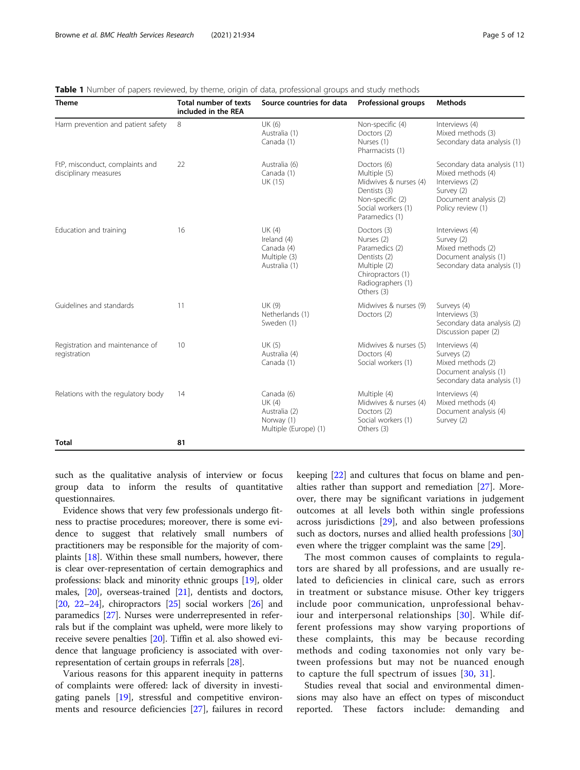**Table 1** Number of papers reviewed, by theme, origin of data, professional groups and study methods

| Theme | Total number of texts included in the REA | Source countries for data | Professional groups | Methods |
| --- | --- | --- | --- | --- |
| Harm prevention and patient safety | 8 | UK (6)<br>Australia (1)<br>Canada (1) | Non-specific (4)<br>Doctors (2)<br>Nurses (1)<br>Pharmacists (1) | Interviews (4)<br>Mixed methods (3)<br>Secondary data analysis (1) |
| FtP, misconduct, complaints and disciplinary measures | 22 | Australia (6)<br>Canada (1)<br>UK (15) | Doctors (6)<br>Multiple (5)<br>Midwives & nurses (4)<br>Dentists (3)<br>Non-specific (2)<br>Social workers (1)<br>Paramedics (1) | Secondary data analysis (11)<br>Mixed methods (4)<br>Interviews (2)<br>Survey (2)<br>Document analysis (2)<br>Policy review (1) |
| Education and training | 16 | UK (4)<br>Ireland (4)<br>Canada (4)<br>Multiple (3)<br>Australia (1) | Doctors (3)<br>Nurses (2)<br>Paramedics (2)<br>Dentists (2)<br>Multiple (2)<br>Chiropractors (1)<br>Radiographers (1)<br>Others (3) | Interviews (4)<br>Survey (2)<br>Mixed methods (2)<br>Document analysis (1)<br>Secondary data analysis (1) |
| Guidelines and standards | 11 | UK (9)<br>Netherlands (1)<br>Sweden (1) | Midwives & nurses (9)<br>Doctors (2) | Surveys (4)<br>Interviews (3)<br>Secondary data analysis (2)<br>Discussion paper (2) |
| Registration and maintenance of registration | 10 | UK (5)<br>Australia (4)<br>Canada (1) | Midwives & nurses (5)<br>Doctors (4)<br>Social workers (1) | Interviews (4)<br>Surveys (2)<br>Mixed methods (2)<br>Document analysis (1)<br>Secondary data analysis (1) |
| Relations with the regulatory body | 14 | Canada (6)<br>UK (4)<br>Australia (2)<br>Norway (1)<br>Multiple (Europe) (1) | Multiple (4)<br>Midwives & nurses (4)<br>Doctors (2)<br>Social workers (1)<br>Others (3) | Interviews (4)<br>Mixed methods (4)<br>Document analysis (4)<br>Survey (2) |
| **Total** | **81** | | | |

such as the qualitative analysis of interview or focus group data to inform the results of quantitative questionnaires.

Evidence shows that very few professionals undergo fitness to practise procedures; moreover, there is some evidence to suggest that relatively small numbers of practitioners may be responsible for the majority of complaints [18]. Within these small numbers, however, there is clear over-representation of certain demographics and professions: black and minority ethnic groups [19], older males, [20], overseas-trained [21], dentists and doctors, [20, 22–24], chiropractors [25] social workers [26] and paramedics [27]. Nurses were underrepresented in referrals but if the complaint was upheld, were more likely to receive severe penalties [20]. Tiffin et al. also showed evidence that language proficiency is associated with over-representation of certain groups in referrals [28].

Various reasons for this apparent inequity in patterns of complaints were offered: lack of diversity in investigating panels [19], stressful and competitive environments and resource deficiencies [27], failures in record keeping [22] and cultures that focus on blame and penalties rather than support and remediation [27]. Moreover, there may be significant variations in judgement outcomes at all levels both within single professions across jurisdictions [29], and also between professions such as doctors, nurses and allied health professions [30] even where the trigger complaint was the same [29].

The most common causes of complaints to regulators are shared by all professions, and are usually related to deficiencies in clinical care, such as errors in treatment or substance misuse. Other key triggers include poor communication, unprofessional behaviour and interpersonal relationships [30]. While different professions may show varying proportions of these complaints, this may be because recording methods and coding taxonomies not only vary between professions but may not be nuanced enough to capture the full spectrum of issues [30, 31].

Studies reveal that social and environmental dimensions may also have an effect on types of misconduct reported. These factors include: demanding and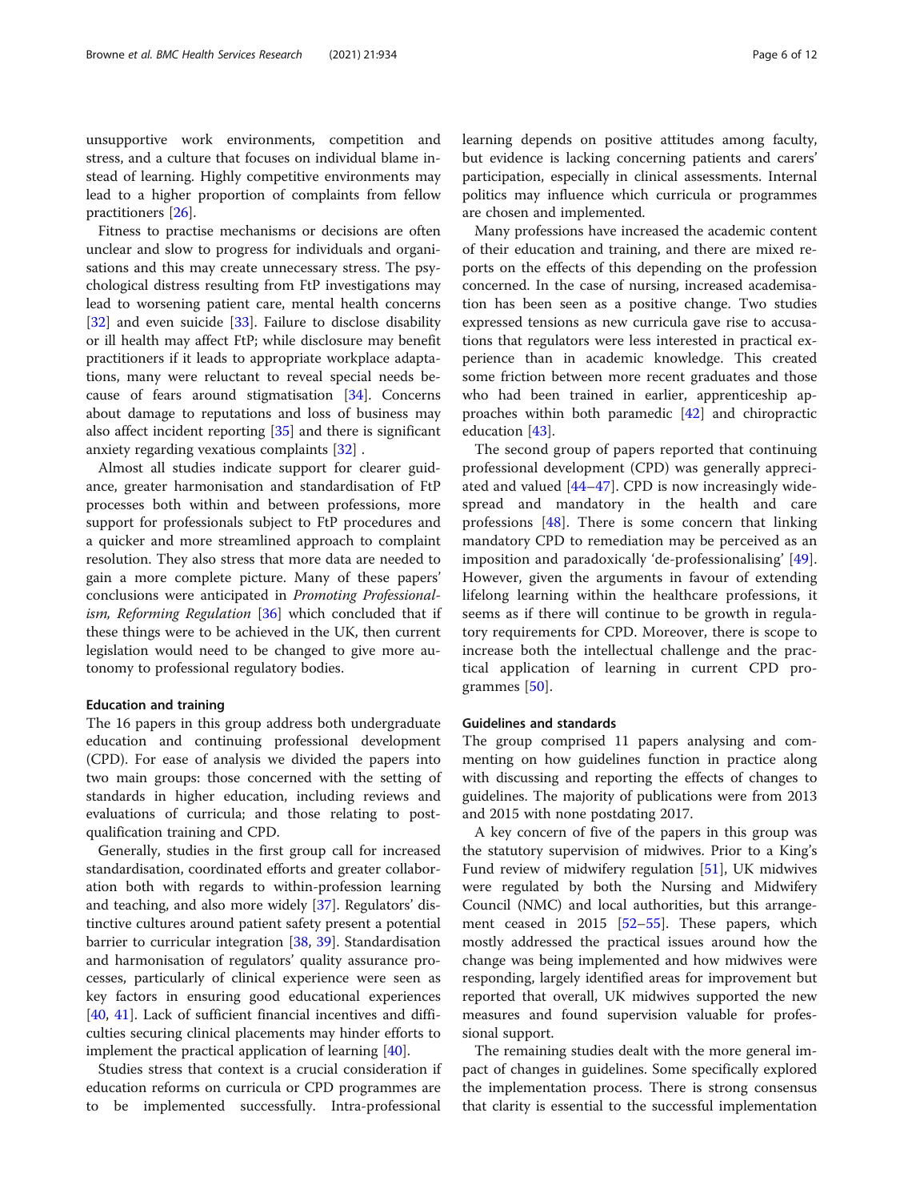unsupportive work environments, competition and stress, and a culture that focuses on individual blame instead of learning. Highly competitive environments may lead to a higher proportion of complaints from fellow practitioners [26].

Fitness to practise mechanisms or decisions are often unclear and slow to progress for individuals and organisations and this may create unnecessary stress. The psychological distress resulting from FtP investigations may lead to worsening patient care, mental health concerns [32] and even suicide [33]. Failure to disclose disability or ill health may affect FtP; while disclosure may benefit practitioners if it leads to appropriate workplace adaptations, many were reluctant to reveal special needs because of fears around stigmatisation [34]. Concerns about damage to reputations and loss of business may also affect incident reporting [35] and there is significant anxiety regarding vexatious complaints [32] .

Almost all studies indicate support for clearer guidance, greater harmonisation and standardisation of FtP processes both within and between professions, more support for professionals subject to FtP procedures and a quicker and more streamlined approach to complaint resolution. They also stress that more data are needed to gain a more complete picture. Many of these papers' conclusions were anticipated in *Promoting Professionalism, Reforming Regulation* [36] which concluded that if these things were to be achieved in the UK, then current legislation would need to be changed to give more autonomy to professional regulatory bodies.

#### Education and training

The 16 papers in this group address both undergraduate education and continuing professional development (CPD). For ease of analysis we divided the papers into two main groups: those concerned with the setting of standards in higher education, including reviews and evaluations of curricula; and those relating to post-qualification training and CPD.

Generally, studies in the first group call for increased standardisation, coordinated efforts and greater collaboration both with regards to within-profession learning and teaching, and also more widely [37]. Regulators' distinctive cultures around patient safety present a potential barrier to curricular integration [38, 39]. Standardisation and harmonisation of regulators' quality assurance processes, particularly of clinical experience were seen as key factors in ensuring good educational experiences [40, 41]. Lack of sufficient financial incentives and difficulties securing clinical placements may hinder efforts to implement the practical application of learning [40].

Studies stress that context is a crucial consideration if education reforms on curricula or CPD programmes are to be implemented successfully. Intra-professional learning depends on positive attitudes among faculty, but evidence is lacking concerning patients and carers' participation, especially in clinical assessments. Internal politics may influence which curricula or programmes are chosen and implemented.

Many professions have increased the academic content of their education and training, and there are mixed reports on the effects of this depending on the profession concerned. In the case of nursing, increased academisation has been seen as a positive change. Two studies expressed tensions as new curricula gave rise to accusations that regulators were less interested in practical experience than in academic knowledge. This created some friction between more recent graduates and those who had been trained in earlier, apprenticeship approaches within both paramedic [42] and chiropractic education [43].

The second group of papers reported that continuing professional development (CPD) was generally appreciated and valued [44–47]. CPD is now increasingly widespread and mandatory in the health and care professions [48]. There is some concern that linking mandatory CPD to remediation may be perceived as an imposition and paradoxically 'de-professionalising' [49]. However, given the arguments in favour of extending lifelong learning within the healthcare professions, it seems as if there will continue to be growth in regulatory requirements for CPD. Moreover, there is scope to increase both the intellectual challenge and the practical application of learning in current CPD programmes [50].

#### Guidelines and standards

The group comprised 11 papers analysing and commenting on how guidelines function in practice along with discussing and reporting the effects of changes to guidelines. The majority of publications were from 2013 and 2015 with none postdating 2017.

A key concern of five of the papers in this group was the statutory supervision of midwives. Prior to a King's Fund review of midwifery regulation [51], UK midwives were regulated by both the Nursing and Midwifery Council (NMC) and local authorities, but this arrangement ceased in 2015 [52–55]. These papers, which mostly addressed the practical issues around how the change was being implemented and how midwives were responding, largely identified areas for improvement but reported that overall, UK midwives supported the new measures and found supervision valuable for professional support.

The remaining studies dealt with the more general impact of changes in guidelines. Some specifically explored the implementation process. There is strong consensus that clarity is essential to the successful implementation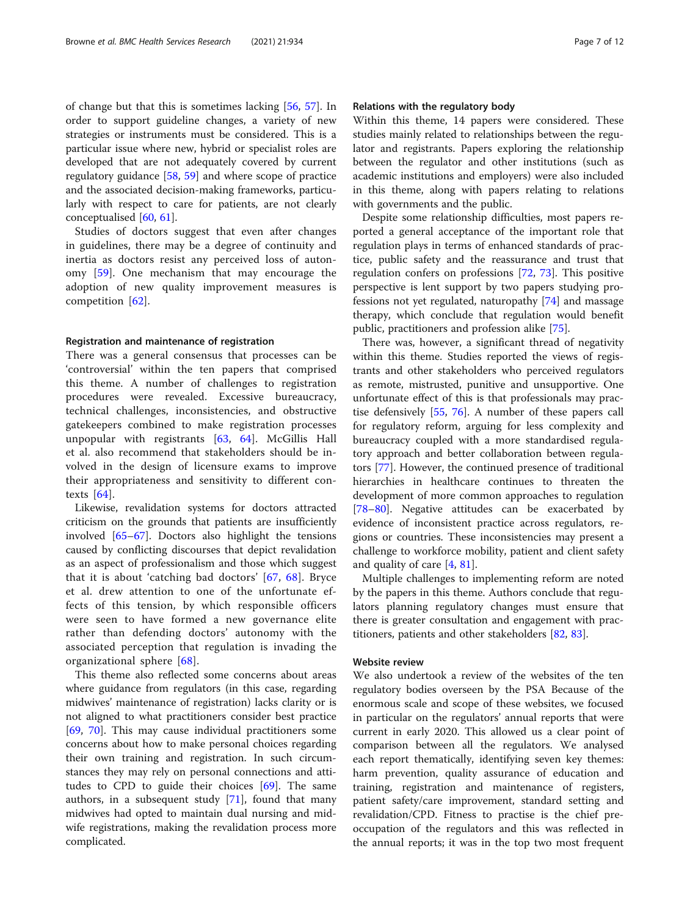of change but that this is sometimes lacking [56, 57]. In order to support guideline changes, a variety of new strategies or instruments must be considered. This is a particular issue where new, hybrid or specialist roles are developed that are not adequately covered by current regulatory guidance [58, 59] and where scope of practice and the associated decision-making frameworks, particularly with respect to care for patients, are not clearly conceptualised [60, 61].

Studies of doctors suggest that even after changes in guidelines, there may be a degree of continuity and inertia as doctors resist any perceived loss of autonomy [59]. One mechanism that may encourage the adoption of new quality improvement measures is competition [62].

#### Registration and maintenance of registration

There was a general consensus that processes can be 'controversial' within the ten papers that comprised this theme. A number of challenges to registration procedures were revealed. Excessive bureaucracy, technical challenges, inconsistencies, and obstructive gatekeepers combined to make registration processes unpopular with registrants [63, 64]. McGillis Hall et al. also recommend that stakeholders should be involved in the design of licensure exams to improve their appropriateness and sensitivity to different contexts [64].

Likewise, revalidation systems for doctors attracted criticism on the grounds that patients are insufficiently involved [65–67]. Doctors also highlight the tensions caused by conflicting discourses that depict revalidation as an aspect of professionalism and those which suggest that it is about 'catching bad doctors' [67, 68]. Bryce et al. drew attention to one of the unfortunate effects of this tension, by which responsible officers were seen to have formed a new governance elite rather than defending doctors' autonomy with the associated perception that regulation is invading the organizational sphere [68].

This theme also reflected some concerns about areas where guidance from regulators (in this case, regarding midwives' maintenance of registration) lacks clarity or is not aligned to what practitioners consider best practice [69, 70]. This may cause individual practitioners some concerns about how to make personal choices regarding their own training and registration. In such circumstances they may rely on personal connections and attitudes to CPD to guide their choices [69]. The same authors, in a subsequent study [71], found that many midwives had opted to maintain dual nursing and midwife registrations, making the revalidation process more complicated.

#### Relations with the regulatory body

Within this theme, 14 papers were considered. These studies mainly related to relationships between the regulator and registrants. Papers exploring the relationship between the regulator and other institutions (such as academic institutions and employers) were also included in this theme, along with papers relating to relations with governments and the public.

Despite some relationship difficulties, most papers reported a general acceptance of the important role that regulation plays in terms of enhanced standards of practice, public safety and the reassurance and trust that regulation confers on professions [72, 73]. This positive perspective is lent support by two papers studying professions not yet regulated, naturopathy [74] and massage therapy, which conclude that regulation would benefit public, practitioners and profession alike [75].

There was, however, a significant thread of negativity within this theme. Studies reported the views of registrants and other stakeholders who perceived regulators as remote, mistrusted, punitive and unsupportive. One unfortunate effect of this is that professionals may practise defensively [55, 76]. A number of these papers call for regulatory reform, arguing for less complexity and bureaucracy coupled with a more standardised regulatory approach and better collaboration between regulators [77]. However, the continued presence of traditional hierarchies in healthcare continues to threaten the development of more common approaches to regulation [78–80]. Negative attitudes can be exacerbated by evidence of inconsistent practice across regulators, regions or countries. These inconsistencies may present a challenge to workforce mobility, patient and client safety and quality of care [4, 81].

Multiple challenges to implementing reform are noted by the papers in this theme. Authors conclude that regulators planning regulatory changes must ensure that there is greater consultation and engagement with practitioners, patients and other stakeholders [82, 83].

### Website review

We also undertook a review of the websites of the ten regulatory bodies overseen by the PSA Because of the enormous scale and scope of these websites, we focused in particular on the regulators' annual reports that were current in early 2020. This allowed us a clear point of comparison between all the regulators. We analysed each report thematically, identifying seven key themes: harm prevention, quality assurance of education and training, registration and maintenance of registers, patient safety/care improvement, standard setting and revalidation/CPD. Fitness to practise is the chief preoccupation of the regulators and this was reflected in the annual reports; it was in the top two most frequent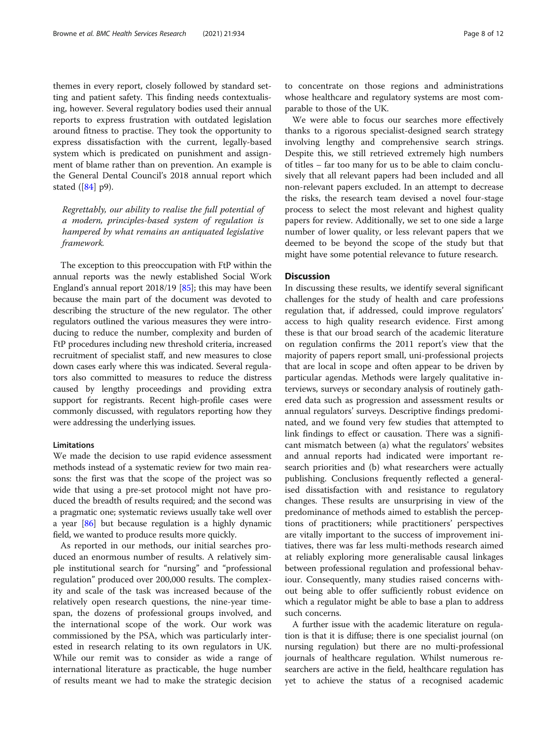themes in every report, closely followed by standard setting and patient safety. This finding needs contextualising, however. Several regulatory bodies used their annual reports to express frustration with outdated legislation around fitness to practise. They took the opportunity to express dissatisfaction with the current, legally-based system which is predicated on punishment and assignment of blame rather than on prevention. An example is the General Dental Council's 2018 annual report which stated ([84] p9).

> *Regrettably, our ability to realise the full potential of a modern, principles-based system of regulation is hampered by what remains an antiquated legislative framework.*

The exception to this preoccupation with FtP within the annual reports was the newly established Social Work England's annual report 2018/19 [85]; this may have been because the main part of the document was devoted to describing the structure of the new regulator. The other regulators outlined the various measures they were introducing to reduce the number, complexity and burden of FtP procedures including new threshold criteria, increased recruitment of specialist staff, and new measures to close down cases early where this was indicated. Several regulators also committed to measures to reduce the distress caused by lengthy proceedings and providing extra support for registrants. Recent high-profile cases were commonly discussed, with regulators reporting how they were addressing the underlying issues.

### Limitations

We made the decision to use rapid evidence assessment methods instead of a systematic review for two main reasons: the first was that the scope of the project was so wide that using a pre-set protocol might not have produced the breadth of results required; and the second was a pragmatic one; systematic reviews usually take well over a year [86] but because regulation is a highly dynamic field, we wanted to produce results more quickly.

As reported in our methods, our initial searches produced an enormous number of results. A relatively simple institutional search for "nursing" and "professional regulation" produced over 200,000 results. The complexity and scale of the task was increased because of the relatively open research questions, the nine-year timespan, the dozens of professional groups involved, and the international scope of the work. Our work was commissioned by the PSA, which was particularly interested in research relating to its own regulators in UK. While our remit was to consider as wide a range of international literature as practicable, the huge number of results meant we had to make the strategic decision to concentrate on those regions and administrations whose healthcare and regulatory systems are most comparable to those of the UK.

We were able to focus our searches more effectively thanks to a rigorous specialist-designed search strategy involving lengthy and comprehensive search strings. Despite this, we still retrieved extremely high numbers of titles – far too many for us to be able to claim conclusively that all relevant papers had been included and all non-relevant papers excluded. In an attempt to decrease the risks, the research team devised a novel four-stage process to select the most relevant and highest quality papers for review. Additionally, we set to one side a large number of lower quality, or less relevant papers that we deemed to be beyond the scope of the study but that might have some potential relevance to future research.

## Discussion

In discussing these results, we identify several significant challenges for the study of health and care professions regulation that, if addressed, could improve regulators' access to high quality research evidence. First among these is that our broad search of the academic literature on regulation confirms the 2011 report's view that the majority of papers report small, uni-professional projects that are local in scope and often appear to be driven by particular agendas. Methods were largely qualitative interviews, surveys or secondary analysis of routinely gathered data such as progression and assessment results or annual regulators' surveys. Descriptive findings predominated, and we found very few studies that attempted to link findings to effect or causation. There was a significant mismatch between (a) what the regulators' websites and annual reports had indicated were important research priorities and (b) what researchers were actually publishing. Conclusions frequently reflected a generalised dissatisfaction with and resistance to regulatory changes. These results are unsurprising in view of the predominance of methods aimed to establish the perceptions of practitioners; while practitioners' perspectives are vitally important to the success of improvement initiatives, there was far less multi-methods research aimed at reliably exploring more generalisable causal linkages between professional regulation and professional behaviour. Consequently, many studies raised concerns without being able to offer sufficiently robust evidence on which a regulator might be able to base a plan to address such concerns.

A further issue with the academic literature on regulation is that it is diffuse; there is one specialist journal (on nursing regulation) but there are no multi-professional journals of healthcare regulation. Whilst numerous researchers are active in the field, healthcare regulation has yet to achieve the status of a recognised academic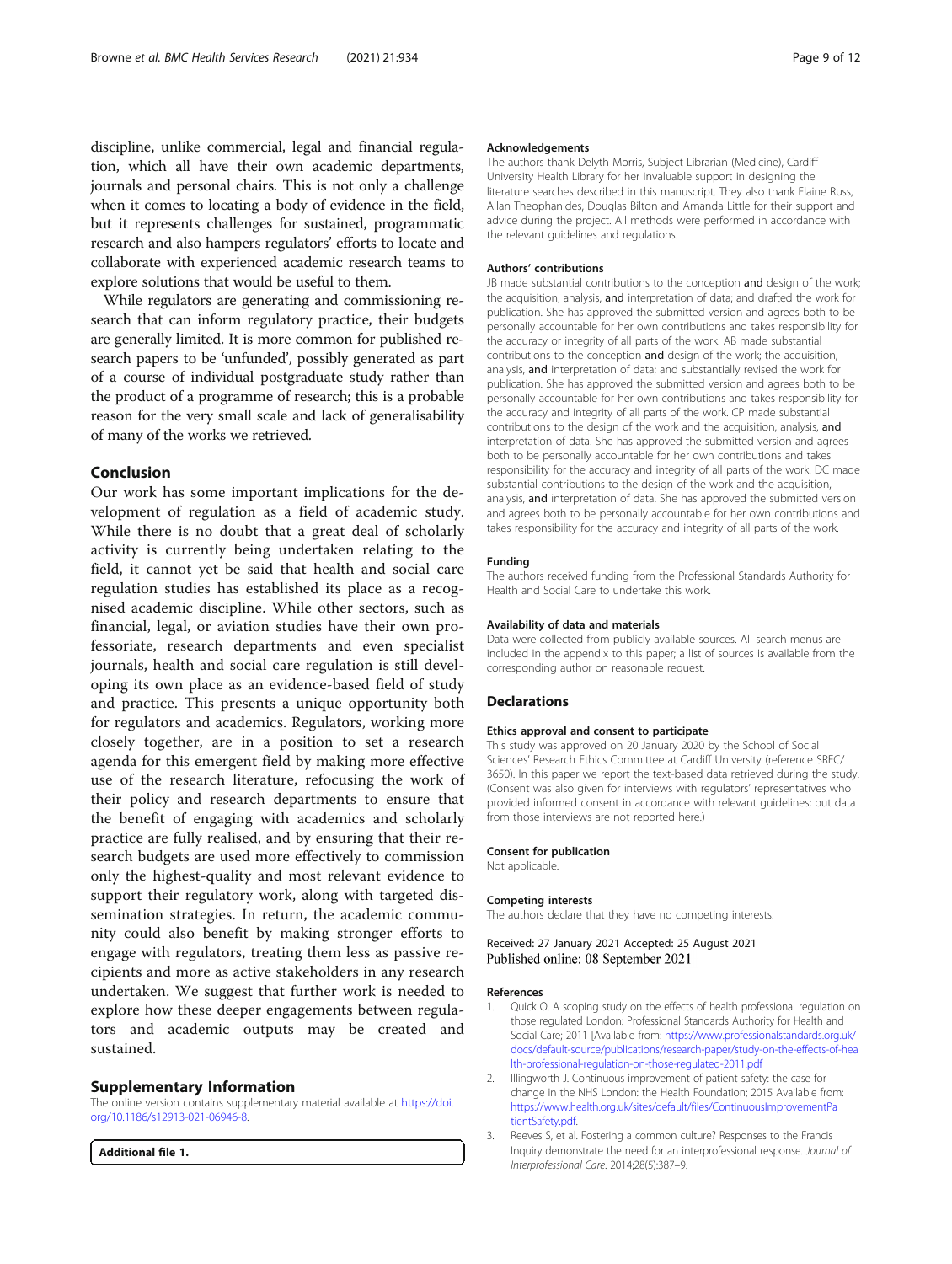discipline, unlike commercial, legal and financial regulation, which all have their own academic departments, journals and personal chairs. This is not only a challenge when it comes to locating a body of evidence in the field, but it represents challenges for sustained, programmatic research and also hampers regulators' efforts to locate and collaborate with experienced academic research teams to explore solutions that would be useful to them.

While regulators are generating and commissioning research that can inform regulatory practice, their budgets are generally limited. It is more common for published research papers to be 'unfunded', possibly generated as part of a course of individual postgraduate study rather than the product of a programme of research; this is a probable reason for the very small scale and lack of generalisability of many of the works we retrieved.

## Conclusion

Our work has some important implications for the development of regulation as a field of academic study. While there is no doubt that a great deal of scholarly activity is currently being undertaken relating to the field, it cannot yet be said that health and social care regulation studies has established its place as a recognised academic discipline. While other sectors, such as financial, legal, or aviation studies have their own professoriate, research departments and even specialist journals, health and social care regulation is still developing its own place as an evidence-based field of study and practice. This presents a unique opportunity both for regulators and academics. Regulators, working more closely together, are in a position to set a research agenda for this emergent field by making more effective use of the research literature, refocusing the work of their policy and research departments to ensure that the benefit of engaging with academics and scholarly practice are fully realised, and by ensuring that their research budgets are used more effectively to commission only the highest-quality and most relevant evidence to support their regulatory work, along with targeted dissemination strategies. In return, the academic community could also benefit by making stronger efforts to engage with regulators, treating them less as passive recipients and more as active stakeholders in any research undertaken. We suggest that further work is needed to explore how these deeper engagements between regulators and academic outputs may be created and sustained.

## Supplementary Information

The online version contains supplementary material available at https://doi.org/10.1186/s12913-021-06946-8.

**Additional file 1.**

#### Acknowledgements

The authors thank Delyth Morris, Subject Librarian (Medicine), Cardiff University Health Library for her invaluable support in designing the literature searches described in this manuscript. They also thank Elaine Russ, Allan Theophanides, Douglas Bilton and Amanda Little for their support and advice during the project. All methods were performed in accordance with the relevant guidelines and regulations.

#### Authors' contributions

JB made substantial contributions to the conception **and** design of the work; the acquisition, analysis, **and** interpretation of data; and drafted the work for publication. She has approved the submitted version and agrees both to be personally accountable for her own contributions and takes responsibility for the accuracy or integrity of all parts of the work. AB made substantial contributions to the conception **and** design of the work; the acquisition, analysis, **and** interpretation of data; and substantially revised the work for publication. She has approved the submitted version and agrees both to be personally accountable for her own contributions and takes responsibility for the accuracy and integrity of all parts of the work. CP made substantial contributions to the design of the work and the acquisition, analysis, **and** interpretation of data. She has approved the submitted version and agrees both to be personally accountable for her own contributions and takes responsibility for the accuracy and integrity of all parts of the work. DC made substantial contributions to the design of the work and the acquisition, analysis, **and** interpretation of data. She has approved the submitted version and agrees both to be personally accountable for her own contributions and takes responsibility for the accuracy and integrity of all parts of the work.

#### Funding

The authors received funding from the Professional Standards Authority for Health and Social Care to undertake this work.

#### Availability of data and materials

Data were collected from publicly available sources. All search menus are included in the appendix to this paper; a list of sources is available from the corresponding author on reasonable request.

## Declarations

#### Ethics approval and consent to participate

This study was approved on 20 January 2020 by the School of Social Sciences' Research Ethics Committee at Cardiff University (reference SREC/3650). In this paper we report the text-based data retrieved during the study. (Consent was also given for interviews with regulators' representatives who provided informed consent in accordance with relevant guidelines; but data from those interviews are not reported here.)

#### Consent for publication

Not applicable.

#### Competing interests

The authors declare that they have no competing interests.

Received: 27 January 2021 Accepted: 25 August 2021
Published online: 08 September 2021

#### References

1. Quick O. A scoping study on the effects of health professional regulation on those regulated London: Professional Standards Authority for Health and Social Care; 2011 [Available from: https://www.professionalstandards.org.uk/docs/default-source/publications/research-paper/study-on-the-effects-of-health-professional-regulation-on-those-regulated-2011.pdf
2. Illingworth J. Continuous improvement of patient safety: the case for change in the NHS London: the Health Foundation; 2015 Available from: https://www.health.org.uk/sites/default/files/ContinuousImprovementPatientSafety.pdf.
3. Reeves S, et al. Fostering a common culture? Responses to the Francis Inquiry demonstrate the need for an interprofessional response. *Journal of Interprofessional Care*. 2014;28(5):387–9.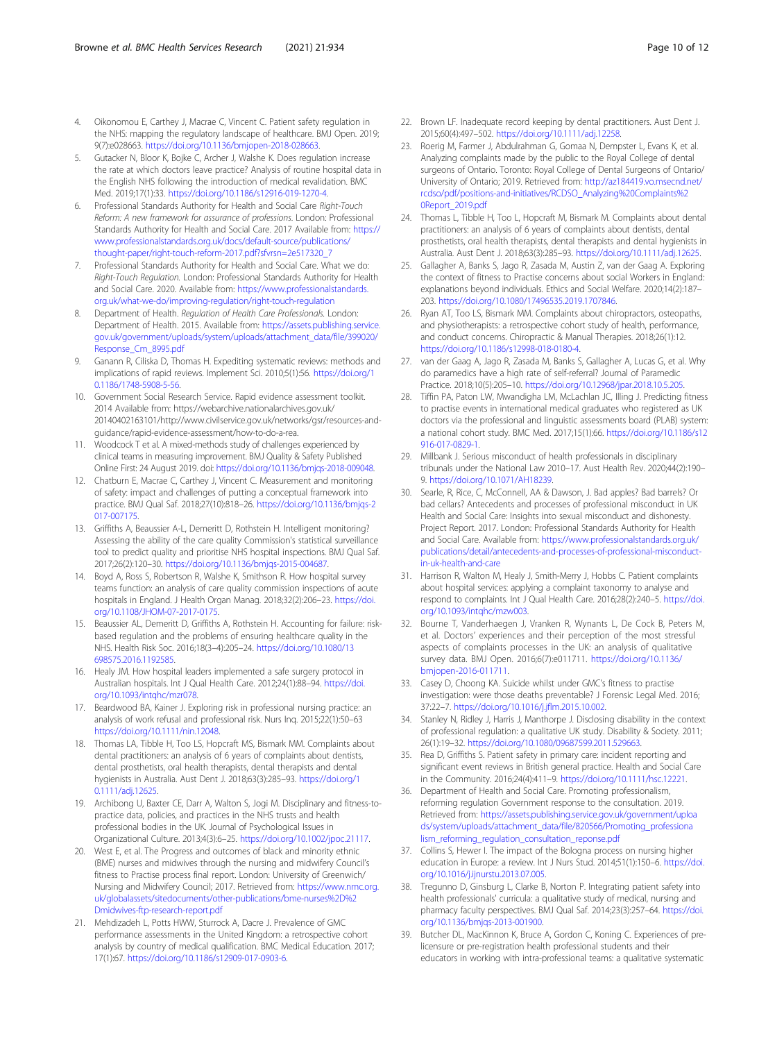4. Oikonomou E, Carthey J, Macrae C, Vincent C. Patient safety regulation in the NHS: mapping the regulatory landscape of healthcare. BMJ Open. 2019; 9(7):e028663. https://doi.org/10.1136/bmjopen-2018-028663.
5. Gutacker N, Bloor K, Bojke C, Archer J, Walshe K. Does regulation increase the rate at which doctors leave practice? Analysis of routine hospital data in the English NHS following the introduction of medical revalidation. BMC Med. 2019;17(1):33. https://doi.org/10.1186/s12916-019-1270-4.
6. Professional Standards Authority for Health and Social Care *Right-Touch Reform: A new framework for assurance of professions*. London: Professional Standards Authority for Health and Social Care. 2017 Available from: https://www.professionalstandards.org.uk/docs/default-source/publications/thought-paper/right-touch-reform-2017.pdf?sfvrsn=2e517320_7
7. Professional Standards Authority for Health and Social Care. What we do: *Right-Touch Regulation*. London: Professional Standards Authority for Health and Social Care. 2020. Available from: https://www.professionalstandards.org.uk/what-we-do/improving-regulation/right-touch-regulation
8. Department of Health. *Regulation of Health Care Professionals*. London: Department of Health. 2015. Available from: https://assets.publishing.service.gov.uk/government/uploads/system/uploads/attachment_data/file/399020/Response_Cm_8995.pdf
9. Ganann R, Ciliska D, Thomas H. Expediting systematic reviews: methods and implications of rapid reviews. Implement Sci. 2010;5(1):56. https://doi.org/10.1186/1748-5908-5-56.
10. Government Social Research Service. Rapid evidence assessment toolkit. 2014 Available from: https://webarchive.nationalarchives.gov.uk/20140402163101/http://www.civilservice.gov.uk/networks/gsr/resources-and-guidance/rapid-evidence-assessment/how-to-do-a-rea.
11. Woodcock T et al. A mixed-methods study of challenges experienced by clinical teams in measuring improvement. BMJ Quality & Safety Published Online First: 24 August 2019. doi: https://doi.org/10.1136/bmjqs-2018-009048.
12. Chatburn E, Macrae C, Carthey J, Vincent C. Measurement and monitoring of safety: impact and challenges of putting a conceptual framework into practice. BMJ Qual Saf. 2018;27(10):818–26. https://doi.org/10.1136/bmjqs-2017-007175.
13. Griffiths A, Beaussier A-L, Demeritt D, Rothstein H. Intelligent monitoring? Assessing the ability of the care quality Commission's statistical surveillance tool to predict quality and prioritise NHS hospital inspections. BMJ Qual Saf. 2017;26(2):120–30. https://doi.org/10.1136/bmjqs-2015-004687.
14. Boyd A, Ross S, Robertson R, Walshe K, Smithson R. How hospital survey teams function: an analysis of care quality commission inspections of acute hospitals in England. J Health Organ Manag. 2018;32(2):206–23. https://doi.org/10.1108/JHOM-07-2017-0175.
15. Beaussier AL, Demeritt D, Griffiths A, Rothstein H. Accounting for failure: risk-based regulation and the problems of ensuring healthcare quality in the NHS. Health Risk Soc. 2016;18(3–4):205–24. https://doi.org/10.1080/13698575.2016.1192585.
16. Healy JM. How hospital leaders implemented a safe surgery protocol in Australian hospitals. Int J Qual Health Care. 2012;24(1):88–94. https://doi.org/10.1093/intqhc/mzr078.
17. Beardwood BA, Kainer J. Exploring risk in professional nursing practice: an analysis of work refusal and professional risk. Nurs Inq. 2015;22(1):50–63 https://doi.org/10.1111/nin.12048.
18. Thomas LA, Tibble H, Too LS, Hopcraft MS, Bismark MM. Complaints about dental practitioners: an analysis of 6 years of complaints about dentists, dental prosthetists, oral health therapists, dental therapists and dental hygienists in Australia. Aust Dent J. 2018;63(3):285–93. https://doi.org/10.1111/adj.12625.
19. Archibong U, Baxter CE, Darr A, Walton S, Jogi M. Disciplinary and fitness-to-practice data, policies, and practices in the NHS trusts and health professional bodies in the UK. Journal of Psychological Issues in Organizational Culture. 2013;4(3):6–25. https://doi.org/10.1002/jpoc.21117.
20. West E, et al. The Progress and outcomes of black and minority ethnic (BME) nurses and midwives through the nursing and midwifery Council's fitness to Practise process final report. London: University of Greenwich/Nursing and Midwifery Council; 2017. Retrieved from: https://www.nmc.org.uk/globalassets/sitedocuments/other-publications/bme-nurses%2D%2Dmidwives-ftp-research-report.pdf
21. Mehdizadeh L, Potts HWW, Sturrock A, Dacre J. Prevalence of GMC performance assessments in the United Kingdom: a retrospective cohort analysis by country of medical qualification. BMC Medical Education. 2017; 17(1):67. https://doi.org/10.1186/s12909-017-0903-6.
22. Brown LF. Inadequate record keeping by dental practitioners. Aust Dent J. 2015;60(4):497–502. https://doi.org/10.1111/adj.12258.
23. Roerig M, Farmer J, Abdulrahman G, Gomaa N, Dempster L, Evans K, et al. Analyzing complaints made by the public to the Royal College of dental surgeons of Ontario. Toronto: Royal College of Dental Surgeons of Ontario/University of Ontario; 2019. Retrieved from: http://az184419.vo.msecnd.net/rcdso/pdf/positions-and-initiatives/RCDSO_Analyzing%20Complaints%20Report_2019.pdf
24. Thomas L, Tibble H, Too L, Hopcraft M, Bismark M. Complaints about dental practitioners: an analysis of 6 years of complaints about dentists, dental prosthetists, oral health therapists, dental therapists and dental hygienists in Australia. Aust Dent J. 2018;63(3):285–93. https://doi.org/10.1111/adj.12625.
25. Gallagher A, Banks S, Jago R, Zasada M, Austin Z, van der Gaag A. Exploring the context of fitness to Practise concerns about social Workers in England: explanations beyond individuals. Ethics and Social Welfare. 2020;14(2):187–203. https://doi.org/10.1080/17496535.2019.1707846.
26. Ryan AT, Too LS, Bismark MM. Complaints about chiropractors, osteopaths, and physiotherapists: a retrospective cohort study of health, performance, and conduct concerns. Chiropractic & Manual Therapies. 2018;26(1):12. https://doi.org/10.1186/s12998-018-0180-4.
27. van der Gaag A, Jago R, Zasada M, Banks S, Gallagher A, Lucas G, et al. Why do paramedics have a high rate of self-referral? Journal of Paramedic Practice. 2018;10(5):205–10. https://doi.org/10.12968/jpar.2018.10.5.205.
28. Tiffin PA, Paton LW, Mwandigha LM, McLachlan JC, Illing J. Predicting fitness to practise events in international medical graduates who registered as UK doctors via the professional and linguistic assessments board (PLAB) system: a national cohort study. BMC Med. 2017;15(1):66. https://doi.org/10.1186/s12916-017-0829-1.
29. Millbank J. Serious misconduct of health professionals in disciplinary tribunals under the National Law 2010–17. Aust Health Rev. 2020;44(2):190–9. https://doi.org/10.1071/AH18239.
30. Searle, R, Rice, C, McConnell, AA & Dawson, J. Bad apples? Bad barrels? Or bad cellars? Antecedents and processes of professional misconduct in UK Health and Social Care: Insights into sexual misconduct and dishonesty. Project Report. 2017. London: Professional Standards Authority for Health and Social Care. Available from: https://www.professionalstandards.org.uk/publications/detail/antecedents-and-processes-of-professional-misconduct-in-uk-health-and-care
31. Harrison R, Walton M, Healy J, Smith-Merry J, Hobbs C. Patient complaints about hospital services: applying a complaint taxonomy to analyse and respond to complaints. Int J Qual Health Care. 2016;28(2):240–5. https://doi.org/10.1093/intqhc/mzw003.
32. Bourne T, Vanderhaegen J, Vranken R, Wynants L, De Cock B, Peters M, et al. Doctors' experiences and their perception of the most stressful aspects of complaints processes in the UK: an analysis of qualitative survey data. BMJ Open. 2016;6(7):e011711. https://doi.org/10.1136/bmjopen-2016-011711.
33. Casey D, Choong KA. Suicide whilst under GMC's fitness to practise investigation: were those deaths preventable? J Forensic Legal Med. 2016; 37:22–7. https://doi.org/10.1016/j.jflm.2015.10.002.
34. Stanley N, Ridley J, Harris J, Manthorpe J. Disclosing disability in the context of professional regulation: a qualitative UK study. Disability & Society. 2011; 26(1):19–32. https://doi.org/10.1080/09687599.2011.529663.
35. Rea D, Griffiths S. Patient safety in primary care: incident reporting and significant event reviews in British general practice. Health and Social Care in the Community. 2016;24(4):411–9. https://doi.org/10.1111/hsc.12221.
36. Department of Health and Social Care. Promoting professionalism, reforming regulation Government response to the consultation. 2019. Retrieved from: https://assets.publishing.service.gov.uk/government/uploads/system/uploads/attachment_data/file/820566/Promoting_professionalism_reforming_regulation_consultation_reponse.pdf
37. Collins S, Hewer I. The impact of the Bologna process on nursing higher education in Europe: a review. Int J Nurs Stud. 2014;51(1):150–6. https://doi.org/10.1016/j.ijnurstu.2013.07.005.
38. Tregunno D, Ginsburg L, Clarke B, Norton P. Integrating patient safety into health professionals' curricula: a qualitative study of medical, nursing and pharmacy faculty perspectives. BMJ Qual Saf. 2014;23(3):257–64. https://doi.org/10.1136/bmjqs-2013-001900.
39. Butcher DL, MacKinnon K, Bruce A, Gordon C, Koning C. Experiences of pre-licensure or pre-registration health professional students and their educators in working with intra-professional teams: a qualitative systematic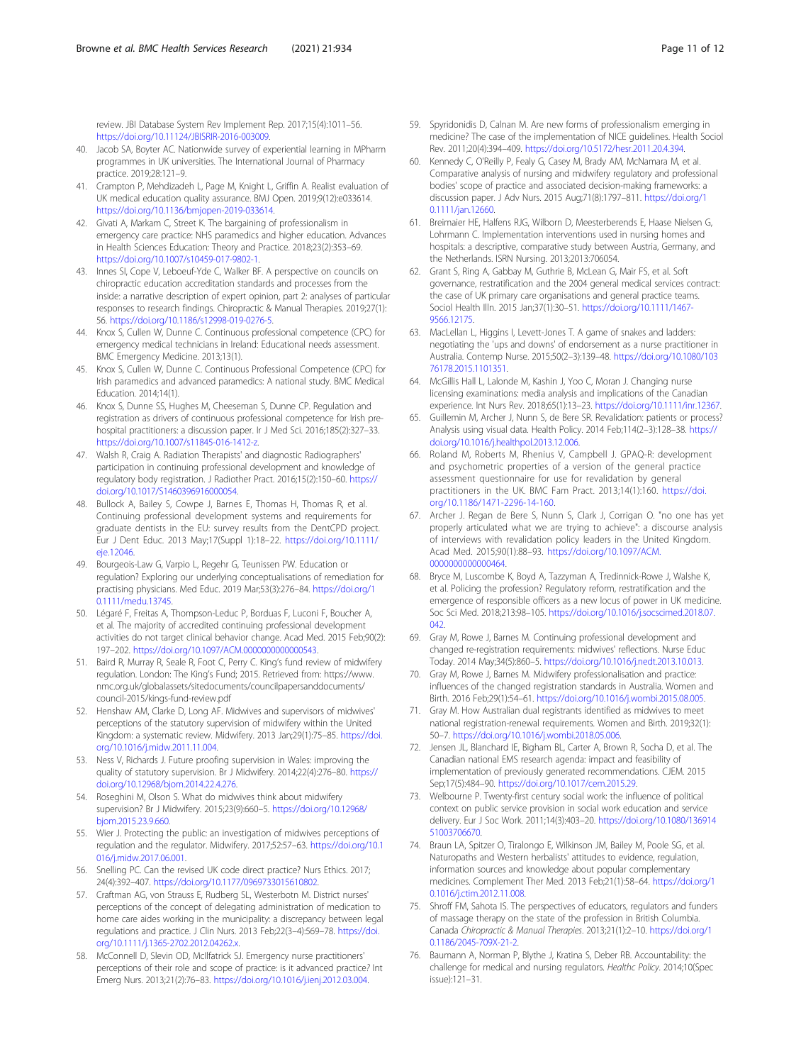review. JBI Database System Rev Implement Rep. 2017;15(4):1011–56. https://doi.org/10.11124/JBISRIR-2016-003009.

40. Jacob SA, Boyter AC. Nationwide survey of experiential learning in MPharm programmes in UK universities. The International Journal of Pharmacy practice. 2019;28:121–9.
41. Crampton P, Mehdizadeh L, Page M, Knight L, Griffin A. Realist evaluation of UK medical education quality assurance. BMJ Open. 2019;9(12):e033614. https://doi.org/10.1136/bmjopen-2019-033614.
42. Givati A, Markam C, Street K. The bargaining of professionalism in emergency care practice: NHS paramedics and higher education. Advances in Health Sciences Education: Theory and Practice. 2018;23(2):353–69. https://doi.org/10.1007/s10459-017-9802-1.
43. Innes SI, Cope V, Leboeuf-Yde C, Walker BF. A perspective on councils on chiropractic education accreditation standards and processes from the inside: a narrative description of expert opinion, part 2: analyses of particular responses to research findings. Chiropractic & Manual Therapies. 2019;27(1):56. https://doi.org/10.1186/s12998-019-0276-5.
44. Knox S, Cullen W, Dunne C. Continuous professional competence (CPC) for emergency medical technicians in Ireland: Educational needs assessment. BMC Emergency Medicine. 2013;13(1).
45. Knox S, Cullen W, Dunne C. Continuous Professional Competence (CPC) for Irish paramedics and advanced paramedics: A national study. BMC Medical Education. 2014;14(1).
46. Knox S, Dunne SS, Hughes M, Cheeseman S, Dunne CP. Regulation and registration as drivers of continuous professional competence for Irish pre-hospital practitioners: a discussion paper. Ir J Med Sci. 2016;185(2):327–33. https://doi.org/10.1007/s11845-016-1412-z.
47. Walsh R, Craig A. Radiation Therapists' and diagnostic Radiographers' participation in continuing professional development and knowledge of regulatory body registration. J Radiother Pract. 2016;15(2):150–60. https://doi.org/10.1017/S1460396916000054.
48. Bullock A, Bailey S, Cowpe J, Barnes E, Thomas H, Thomas R, et al. Continuing professional development systems and requirements for graduate dentists in the EU: survey results from the DentCPD project. Eur J Dent Educ. 2013 May;17(Suppl 1):18–22. https://doi.org/10.1111/eje.12046.
49. Bourgeois-Law G, Varpio L, Regehr G, Teunissen PW. Education or regulation? Exploring our underlying conceptualisations of remediation for practising physicians. Med Educ. 2019 Mar;53(3):276–84. https://doi.org/10.1111/medu.13745.
50. Légaré F, Freitas A, Thompson-Leduc P, Borduas F, Luconi F, Boucher A, et al. The majority of accredited continuing professional development activities do not target clinical behavior change. Acad Med. 2015 Feb;90(2):197–202. https://doi.org/10.1097/ACM.0000000000000543.
51. Baird R, Murray R, Seale R, Foot C, Perry C. King's fund review of midwifery regulation. London: The King's Fund; 2015. Retrieved from: https://www.nmc.org.uk/globalassets/sitedocuments/councilpapersanddocuments/council-2015/kings-fund-review.pdf
52. Henshaw AM, Clarke D, Long AF. Midwives and supervisors of midwives' perceptions of the statutory supervision of midwifery within the United Kingdom: a systematic review. Midwifery. 2013 Jan;29(1):75–85. https://doi.org/10.1016/j.midw.2011.11.004.
53. Ness V, Richards J. Future proofing supervision in Wales: improving the quality of statutory supervision. Br J Midwifery. 2014;22(4):276–80. https://doi.org/10.12968/bjom.2014.22.4.276.
54. Roseghini M, Olson S. What do midwives think about midwifery supervision? Br J Midwifery. 2015;23(9):660–5. https://doi.org/10.12968/bjom.2015.23.9.660.
55. Wier J. Protecting the public: an investigation of midwives perceptions of regulation and the regulator. Midwifery. 2017;52:57–63. https://doi.org/10.1016/j.midw.2017.06.001.
56. Snelling PC. Can the revised UK code direct practice? Nurs Ethics. 2017;24(4):392–407. https://doi.org/10.1177/0969733015610802.
57. Craftman AG, von Strauss E, Rudberg SL, Westerbotn M. District nurses' perceptions of the concept of delegating administration of medication to home care aides working in the municipality: a discrepancy between legal regulations and practice. J Clin Nurs. 2013 Feb;22(3–4):569–78. https://doi.org/10.1111/j.1365-2702.2012.04262.x.
58. McConnell D, Slevin OD, McIlfatrick SJ. Emergency nurse practitioners' perceptions of their role and scope of practice: is it advanced practice? Int Emerg Nurs. 2013;21(2):76–83. https://doi.org/10.1016/j.ienj.2012.03.004.
59. Spyridonidis D, Calnan M. Are new forms of professionalism emerging in medicine? The case of the implementation of NICE guidelines. Health Sociol Rev. 2011;20(4):394–409. https://doi.org/10.5172/hesr.2011.20.4.394.
60. Kennedy C, O'Reilly P, Fealy G, Casey M, Brady AM, McNamara M, et al. Comparative analysis of nursing and midwifery regulatory and professional bodies' scope of practice and associated decision-making frameworks: a discussion paper. J Adv Nurs. 2015 Aug;71(8):1797–811. https://doi.org/10.1111/jan.12660.
61. Breimaier HE, Halfens RJG, Wilborn D, Meesterberends E, Haase Nielsen G, Lohrmann C. Implementation interventions used in nursing homes and hospitals: a descriptive, comparative study between Austria, Germany, and the Netherlands. ISRN Nursing. 2013;2013:706054.
62. Grant S, Ring A, Gabbay M, Guthrie B, McLean G, Mair FS, et al. Soft governance, restratification and the 2004 general medical services contract: the case of UK primary care organisations and general practice teams. Sociol Health Illn. 2015 Jan;37(1):30–51. https://doi.org/10.1111/1467-9566.12175.
63. MacLellan L, Higgins I, Levett-Jones T. A game of snakes and ladders: negotiating the 'ups and downs' of endorsement as a nurse practitioner in Australia. Contemp Nurse. 2015;50(2–3):139–48. https://doi.org/10.1080/10376178.2015.1101351.
64. McGillis Hall L, Lalonde M, Kashin J, Yoo C, Moran J. Changing nurse licensing examinations: media analysis and implications of the Canadian experience. Int Nurs Rev. 2018;65(1):13–23. https://doi.org/10.1111/inr.12367.
65. Guillemin M, Archer J, Nunn S, de Bere SR. Revalidation: patients or process? Analysis using visual data. Health Policy. 2014 Feb;114(2–3):128–38. https://doi.org/10.1016/j.healthpol.2013.12.006.
66. Roland M, Roberts M, Rhenius V, Campbell J. GPAQ-R: development and psychometric properties of a version of the general practice assessment questionnaire for use for revalidation by general practitioners in the UK. BMC Fam Pract. 2013;14(1):160. https://doi.org/10.1186/1471-2296-14-160.
67. Archer J. Regan de Bere S, Nunn S, Clark J, Corrigan O. "no one has yet properly articulated what we are trying to achieve": a discourse analysis of interviews with revalidation policy leaders in the United Kingdom. Acad Med. 2015;90(1):88–93. https://doi.org/10.1097/ACM.0000000000000464.
68. Bryce M, Luscombe K, Boyd A, Tazzyman A, Tredinnick-Rowe J, Walshe K, et al. Policing the profession? Regulatory reform, restratification and the emergence of responsible officers as a new locus of power in UK medicine. Soc Sci Med. 2018;213:98–105. https://doi.org/10.1016/j.socscimed.2018.07.042.
69. Gray M, Rowe J, Barnes M. Continuing professional development and changed re-registration requirements: midwives' reflections. Nurse Educ Today. 2014 May;34(5):860–5. https://doi.org/10.1016/j.nedt.2013.10.013.
70. Gray M, Rowe J, Barnes M. Midwifery professionalisation and practice: influences of the changed registration standards in Australia. Women and Birth. 2016 Feb;29(1):54–61. https://doi.org/10.1016/j.wombi.2015.08.005.
71. Gray M. How Australian dual registrants identified as midwives to meet national registration-renewal requirements. Women and Birth. 2019;32(1):50–7. https://doi.org/10.1016/j.wombi.2018.05.006.
72. Jensen JL, Blanchard IE, Bigham BL, Carter A, Brown R, Socha D, et al. The Canadian national EMS research agenda: impact and feasibility of implementation of previously generated recommendations. CJEM. 2015 Sep;17(5):484–90. https://doi.org/10.1017/cem.2015.29.
73. Welbourne P. Twenty-first century social work: the influence of political context on public service provision in social work education and service delivery. Eur J Soc Work. 2011;14(3):403–20. https://doi.org/10.1080/13691451003706670.
74. Braun LA, Spitzer O, Tiralongo E, Wilkinson JM, Bailey M, Poole SG, et al. Naturopaths and Western herbalists' attitudes to evidence, regulation, information sources and knowledge about popular complementary medicines. Complement Ther Med. 2013 Feb;21(1):58–64. https://doi.org/10.1016/j.ctim.2012.11.008.
75. Shroff FM, Sahota IS. The perspectives of educators, regulators and funders of massage therapy on the state of the profession in British Columbia. Canada *Chiropractic & Manual Therapies*. 2013;21(1):2–10. https://doi.org/10.1186/2045-709X-21-2.
76. Baumann A, Norman P, Blythe J, Kratina S, Deber RB. Accountability: the challenge for medical and nursing regulators. *Healthc Policy*. 2014;10(Spec issue):121–31.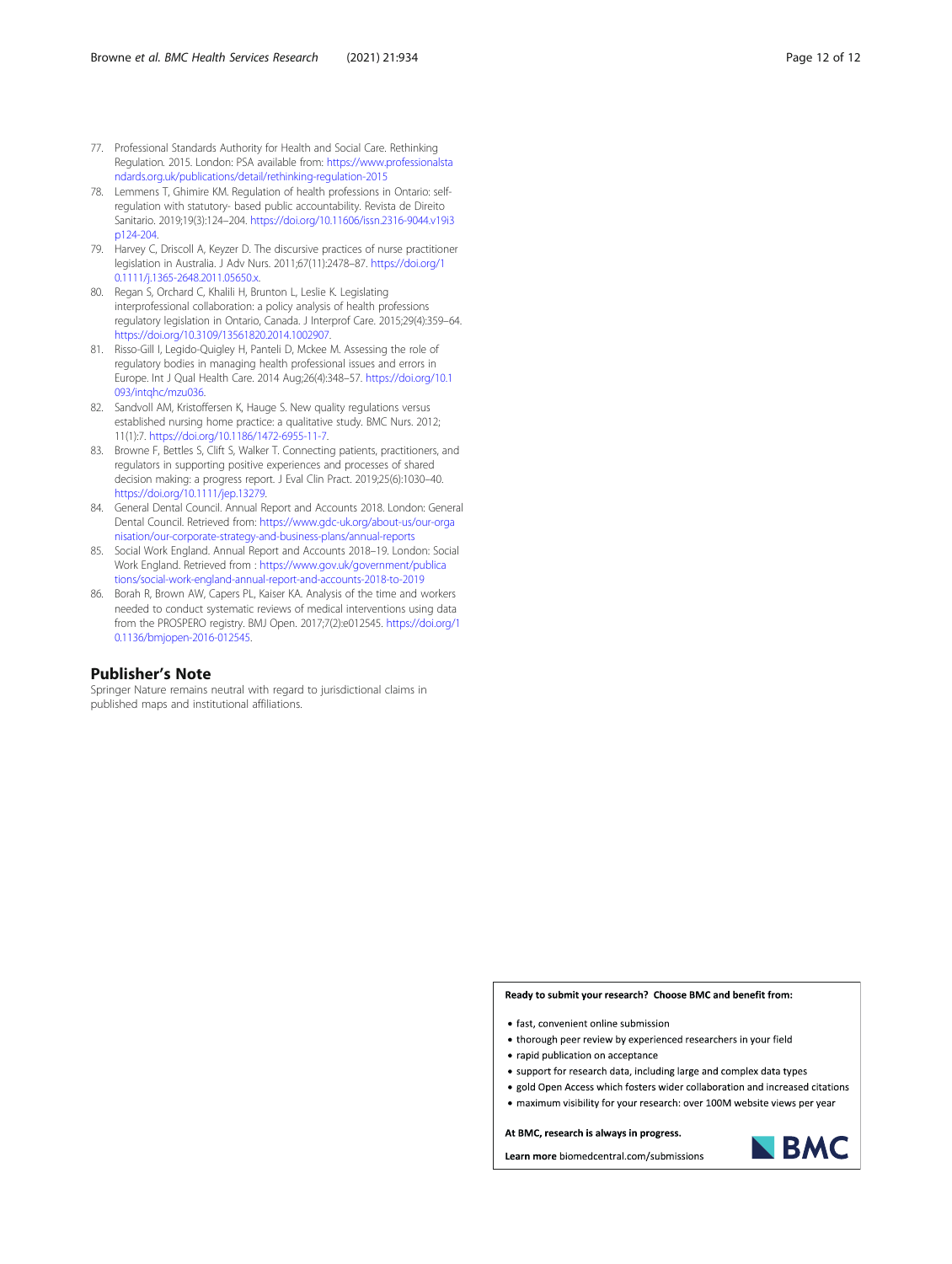77. Professional Standards Authority for Health and Social Care. Rethinking Regulation. 2015. London: PSA available from: https://www.professionalstandards.org.uk/publications/detail/rethinking-regulation-2015
78. Lemmens T, Ghimire KM. Regulation of health professions in Ontario: self-regulation with statutory- based public accountability. Revista de Direito Sanitario. 2019;19(3):124–204. https://doi.org/10.11606/issn.2316-9044.v19i3p124-204.
79. Harvey C, Driscoll A, Keyzer D. The discursive practices of nurse practitioner legislation in Australia. J Adv Nurs. 2011;67(11):2478–87. https://doi.org/10.1111/j.1365-2648.2011.05650.x.
80. Regan S, Orchard C, Khalili H, Brunton L, Leslie K. Legislating interprofessional collaboration: a policy analysis of health professions regulatory legislation in Ontario, Canada. J Interprof Care. 2015;29(4):359–64. https://doi.org/10.3109/13561820.2014.1002907.
81. Risso-Gill I, Legido-Quigley H, Panteli D, Mckee M. Assessing the role of regulatory bodies in managing health professional issues and errors in Europe. Int J Qual Health Care. 2014 Aug;26(4):348–57. https://doi.org/10.1093/intqhc/mzu036.
82. Sandvoll AM, Kristoffersen K, Hauge S. New quality regulations versus established nursing home practice: a qualitative study. BMC Nurs. 2012; 11(1):7. https://doi.org/10.1186/1472-6955-11-7.
83. Browne F, Bettles S, Clift S, Walker T. Connecting patients, practitioners, and regulators in supporting positive experiences and processes of shared decision making: a progress report. J Eval Clin Pract. 2019;25(6):1030–40. https://doi.org/10.1111/jep.13279.
84. General Dental Council. Annual Report and Accounts 2018. London: General Dental Council. Retrieved from: https://www.gdc-uk.org/about-us/our-organisation/our-corporate-strategy-and-business-plans/annual-reports
85. Social Work England. Annual Report and Accounts 2018–19. London: Social Work England. Retrieved from : https://www.gov.uk/government/publications/social-work-england-annual-report-and-accounts-2018-to-2019
86. Borah R, Brown AW, Capers PL, Kaiser KA. Analysis of the time and workers needed to conduct systematic reviews of medical interventions using data from the PROSPERO registry. BMJ Open. 2017;7(2):e012545. https://doi.org/10.1136/bmjopen-2016-012545.

## Publisher's Note

Springer Nature remains neutral with regard to jurisdictional claims in published maps and institutional affiliations.

**Ready to submit your research? Choose BMC and benefit from:**

- fast, convenient online submission
- thorough peer review by experienced researchers in your field
- rapid publication on acceptance
- support for research data, including large and complex data types
- gold Open Access which fosters wider collaboration and increased citations
- maximum visibility for your research: over 100M website views per year

**At BMC, research is always in progress.**

**Learn more** biomedcentral.com/submissions

BMC